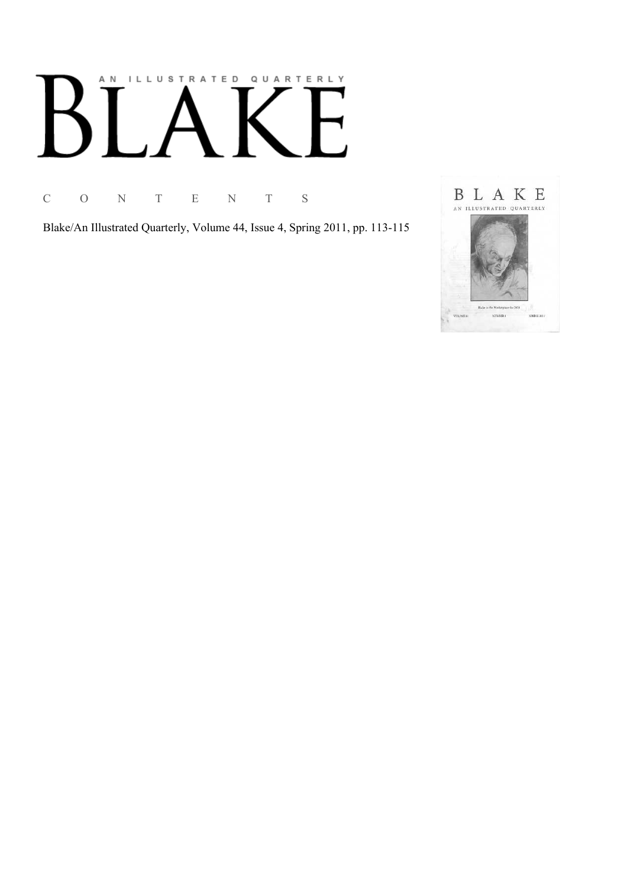# AN ILLUSTRATED QUARTERLY

# BLAKE

## C O N T E N T S

Blake/An Illustrated Quarterly, Volume 44, Issue 4, Spring 2011, pp. 113-115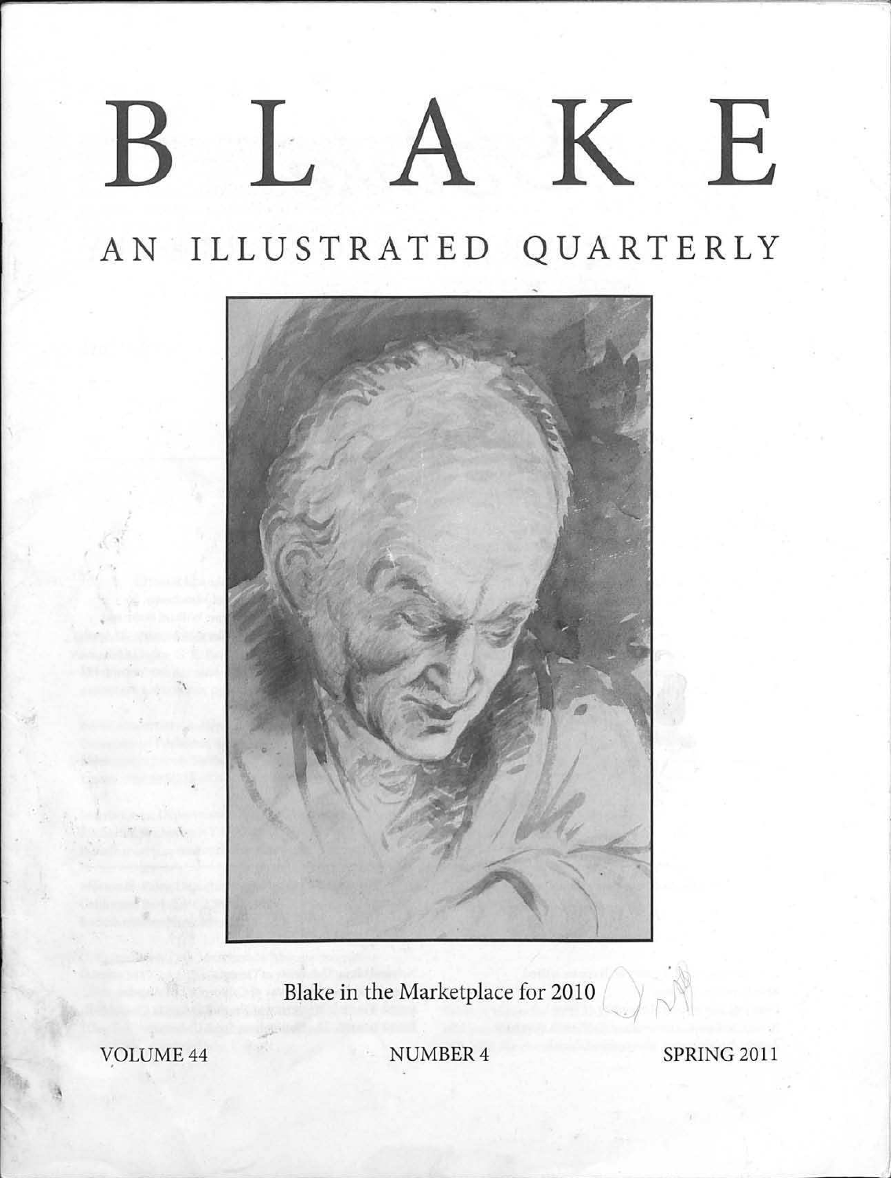# BLAKE

## AN ILLUSTRATED QUARTERLY

Blake in the Marketplace for 2010

VOLUME 44 NUMBER 4 SPRING 2011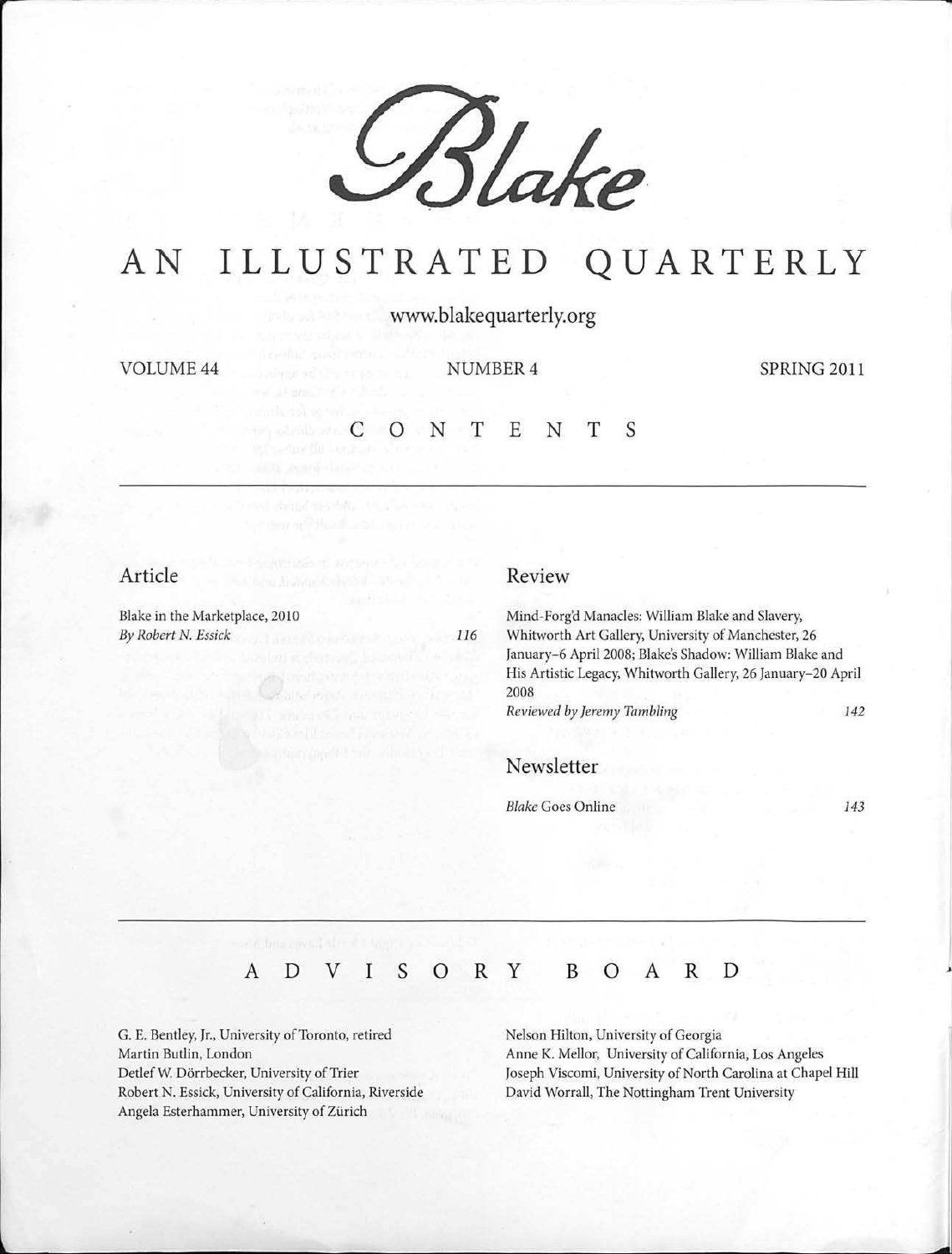# *Blake*

# AN ILLUSTRATED QUARTERLY

www.blakequarterly.org

VOLUME 44 NUMBER 4 SPRING 2011

## CONTENTS

### Article

Blake in the Marketplace, 2010
*By Robert N. Essick* 116

### Review

Mind-Forg'd Manacles: William Blake and Slavery, Whitworth Art Gallery, University of Manchester, 26 January–6 April 2008; Blake's Shadow: William Blake and His Artistic Legacy, Whitworth Gallery, 26 January–20 April 2008
*Reviewed by Jeremy Tambling* 142

### Newsletter

*Blake* Goes Online 143

## ADVISORY BOARD

G. E. Bentley, Jr., University of Toronto, retired
Martin Butlin, London
Detlef W. Dörrbecker, University of Trier
Robert N. Essick, University of California, Riverside
Angela Esterhammer, University of Zürich
Nelson Hilton, University of Georgia
Anne K. Mellor, University of California, Los Angeles
Joseph Viscomi, University of North Carolina at Chapel Hill
David Worrall, The Nottingham Trent University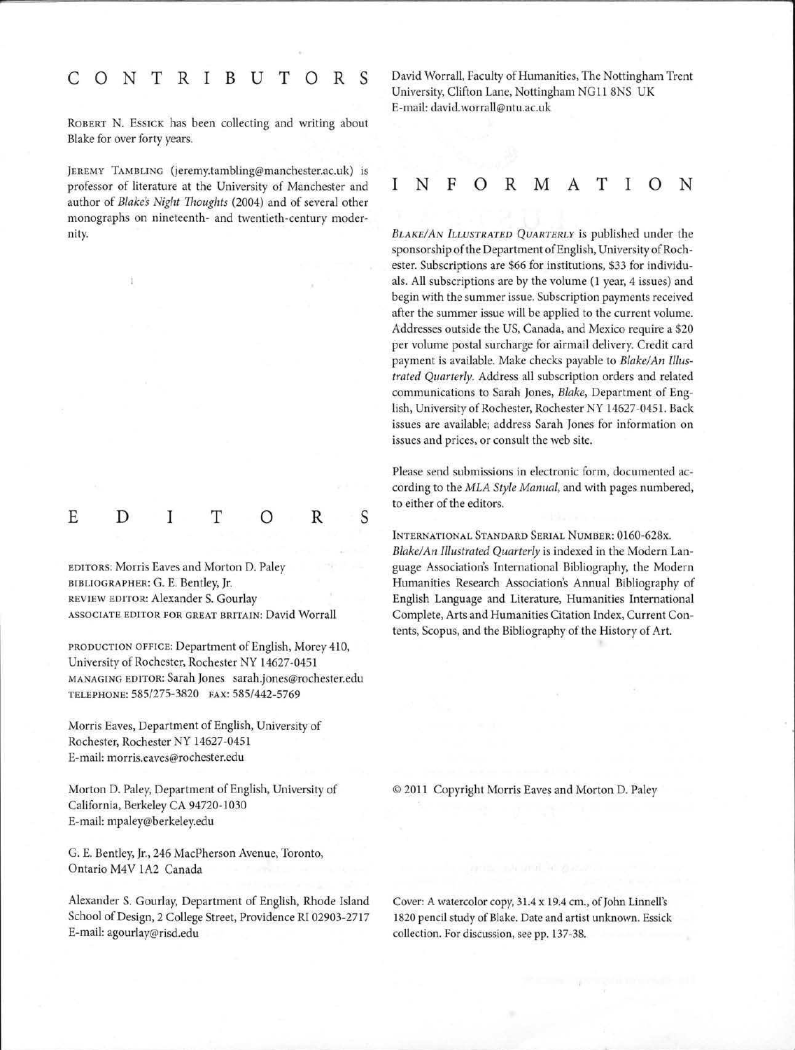## CONTRIBUTORS

Robert N. Essick has been collecting and writing about Blake for over forty years.

Jeremy Tambling (jeremy.tambling@manchester.ac.uk) is professor of literature at the University of Manchester and author of *Blake's Night Thoughts* (2004) and of several other monographs on nineteenth- and twentieth-century modernity.

## EDITORS

Editors: Morris Eaves and Morton D. Paley
Bibliographer: G. E. Bentley, Jr.
Review editor: Alexander S. Gourlay
Associate editor for Great Britain: David Worrall

Production office: Department of English, Morey 410, University of Rochester, Rochester NY 14627-0451
Managing editor: Sarah Jones sarah.jones@rochester.edu
Telephone: 585/275-3820 Fax: 585/442-5769

Morris Eaves, Department of English, University of Rochester, Rochester NY 14627-0451
E-mail: morris.eaves@rochester.edu

Morton D. Paley, Department of English, University of California, Berkeley CA 94720-1030
E-mail: mpaley@berkeley.edu

G. E. Bentley, Jr., 246 MacPherson Avenue, Toronto, Ontario M4V 1A2 Canada

Alexander S. Gourlay, Department of English, Rhode Island School of Design, 2 College Street, Providence RI 02903-2717
E-mail: agourlay@risd.edu

David Worrall, Faculty of Humanities, The Nottingham Trent University, Clifton Lane, Nottingham NG11 8NS UK
E-mail: david.worrall@ntu.ac.uk

## INFORMATION

*Blake/An Illustrated Quarterly* is published under the sponsorship of the Department of English, University of Rochester. Subscriptions are $66 for institutions, $33 for individuals. All subscriptions are by the volume (1 year, 4 issues) and begin with the summer issue. Subscription payments received after the summer issue will be applied to the current volume. Addresses outside the US, Canada, and Mexico require a $20 per volume postal surcharge for airmail delivery. Credit card payment is available. Make checks payable to *Blake/An Illustrated Quarterly*. Address all subscription orders and related communications to Sarah Jones, *Blake*, Department of English, University of Rochester, Rochester NY 14627-0451. Back issues are available; address Sarah Jones for information on issues and prices, or consult the web site.

Please send submissions in electronic form, documented according to the *MLA Style Manual*, and with pages numbered, to either of the editors.

International Standard Serial Number: 0160-628x. *Blake/An Illustrated Quarterly* is indexed in the Modern Language Association's International Bibliography, the Modern Humanities Research Association's Annual Bibliography of English Language and Literature, Humanities International Complete, Arts and Humanities Citation Index, Current Contents, Scopus, and the Bibliography of the History of Art.

© 2011 Copyright Morris Eaves and Morton D. Paley

Cover: A watercolor copy, 31.4 x 19.4 cm., of John Linnell's 1820 pencil study of Blake. Date and artist unknown. Essick collection. For discussion, see pp. 137-38.